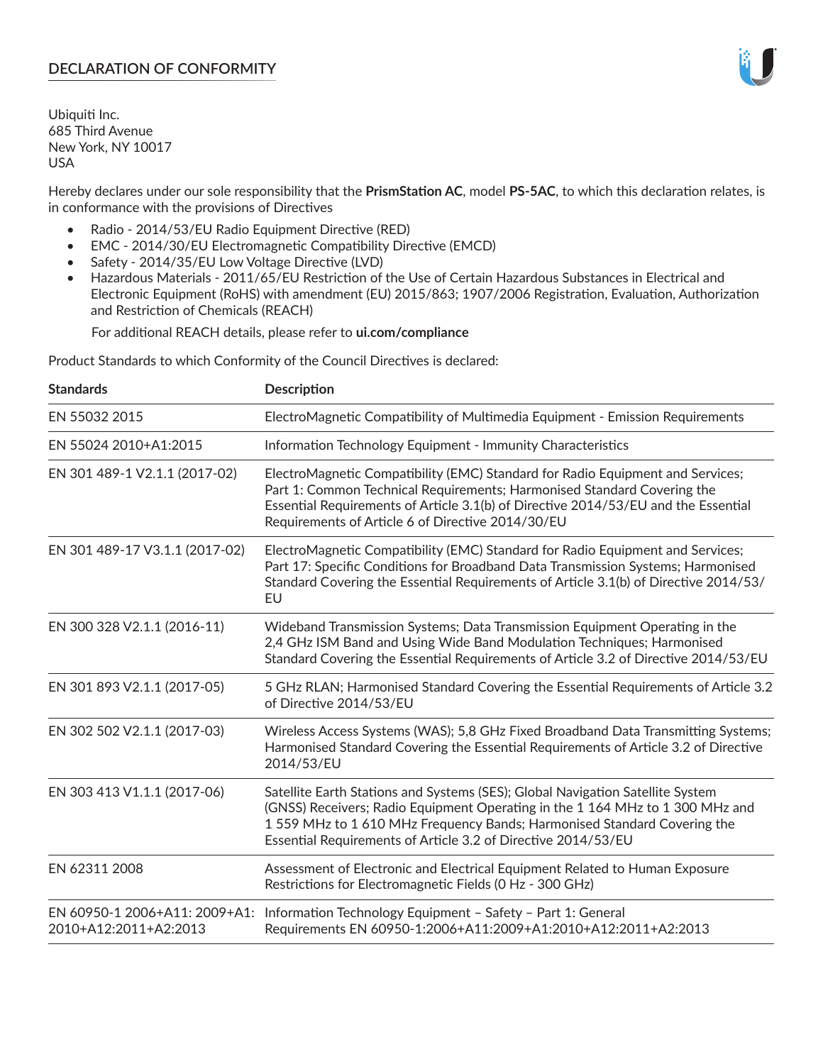# DECLARATION OF CONFORMITY

Ubiquiti Inc.
685 Third Avenue
New York, NY 10017
USA

Hereby declares under our sole responsibility that the **PrismStation AC**, model **PS-5AC**, to which this declaration relates, is in conformance with the provisions of Directives

- Radio - 2014/53/EU Radio Equipment Directive (RED)
- EMC - 2014/30/EU Electromagnetic Compatibility Directive (EMCD)
- Safety - 2014/35/EU Low Voltage Directive (LVD)
- Hazardous Materials - 2011/65/EU Restriction of the Use of Certain Hazardous Substances in Electrical and Electronic Equipment (RoHS) with amendment (EU) 2015/863; 1907/2006 Registration, Evaluation, Authorization and Restriction of Chemicals (REACH)

  For additional REACH details, please refer to **ui.com/compliance**

Product Standards to which Conformity of the Council Directives is declared:

| Standards | Description |
| --- | --- |
| EN 55032 2015 | ElectroMagnetic Compatibility of Multimedia Equipment - Emission Requirements |
| EN 55024 2010+A1:2015 | Information Technology Equipment - Immunity Characteristics |
| EN 301 489-1 V2.1.1 (2017-02) | ElectroMagnetic Compatibility (EMC) Standard for Radio Equipment and Services; Part 1: Common Technical Requirements; Harmonised Standard Covering the Essential Requirements of Article 3.1(b) of Directive 2014/53/EU and the Essential Requirements of Article 6 of Directive 2014/30/EU |
| EN 301 489-17 V3.1.1 (2017-02) | ElectroMagnetic Compatibility (EMC) Standard for Radio Equipment and Services; Part 17: Specific Conditions for Broadband Data Transmission Systems; Harmonised Standard Covering the Essential Requirements of Article 3.1(b) of Directive 2014/53/EU |
| EN 300 328 V2.1.1 (2016-11) | Wideband Transmission Systems; Data Transmission Equipment Operating in the 2,4 GHz ISM Band and Using Wide Band Modulation Techniques; Harmonised Standard Covering the Essential Requirements of Article 3.2 of Directive 2014/53/EU |
| EN 301 893 V2.1.1 (2017-05) | 5 GHz RLAN; Harmonised Standard Covering the Essential Requirements of Article 3.2 of Directive 2014/53/EU |
| EN 302 502 V2.1.1 (2017-03) | Wireless Access Systems (WAS); 5,8 GHz Fixed Broadband Data Transmitting Systems; Harmonised Standard Covering the Essential Requirements of Article 3.2 of Directive 2014/53/EU |
| EN 303 413 V1.1.1 (2017-06) | Satellite Earth Stations and Systems (SES); Global Navigation Satellite System (GNSS) Receivers; Radio Equipment Operating in the 1 164 MHz to 1 300 MHz and 1 559 MHz to 1 610 MHz Frequency Bands; Harmonised Standard Covering the Essential Requirements of Article 3.2 of Directive 2014/53/EU |
| EN 62311 2008 | Assessment of Electronic and Electrical Equipment Related to Human Exposure Restrictions for Electromagnetic Fields (0 Hz - 300 GHz) |
| EN 60950-1 2006+A11: 2009+A1: 2010+A12:2011+A2:2013 | Information Technology Equipment – Safety – Part 1: General Requirements EN 60950-1:2006+A11:2009+A1:2010+A12:2011+A2:2013 |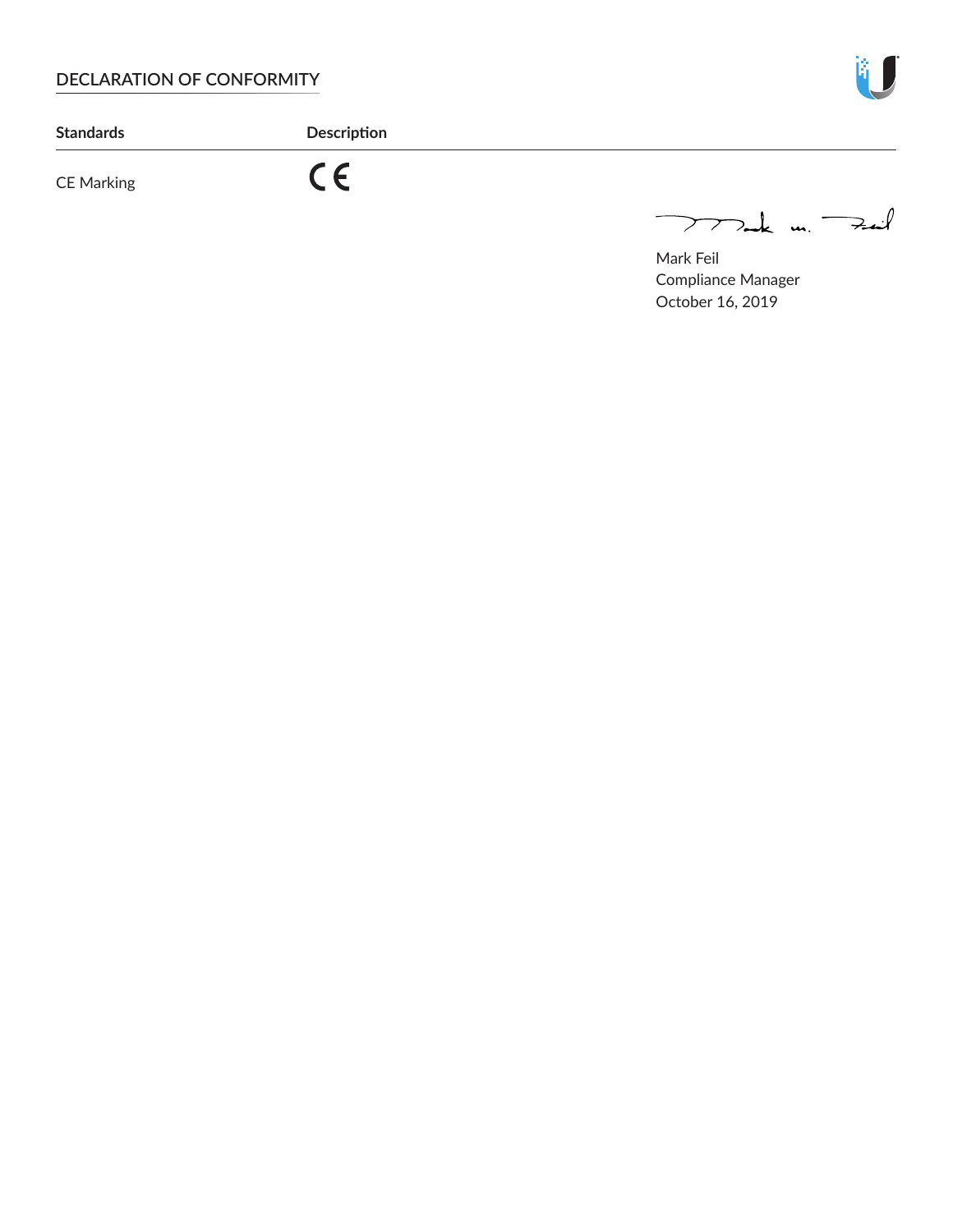## DECLARATION OF CONFORMITY

| Standards | Description |
| --- | --- |
| CE Marking | CE |

Mark Feil
Compliance Manager
October 16, 2019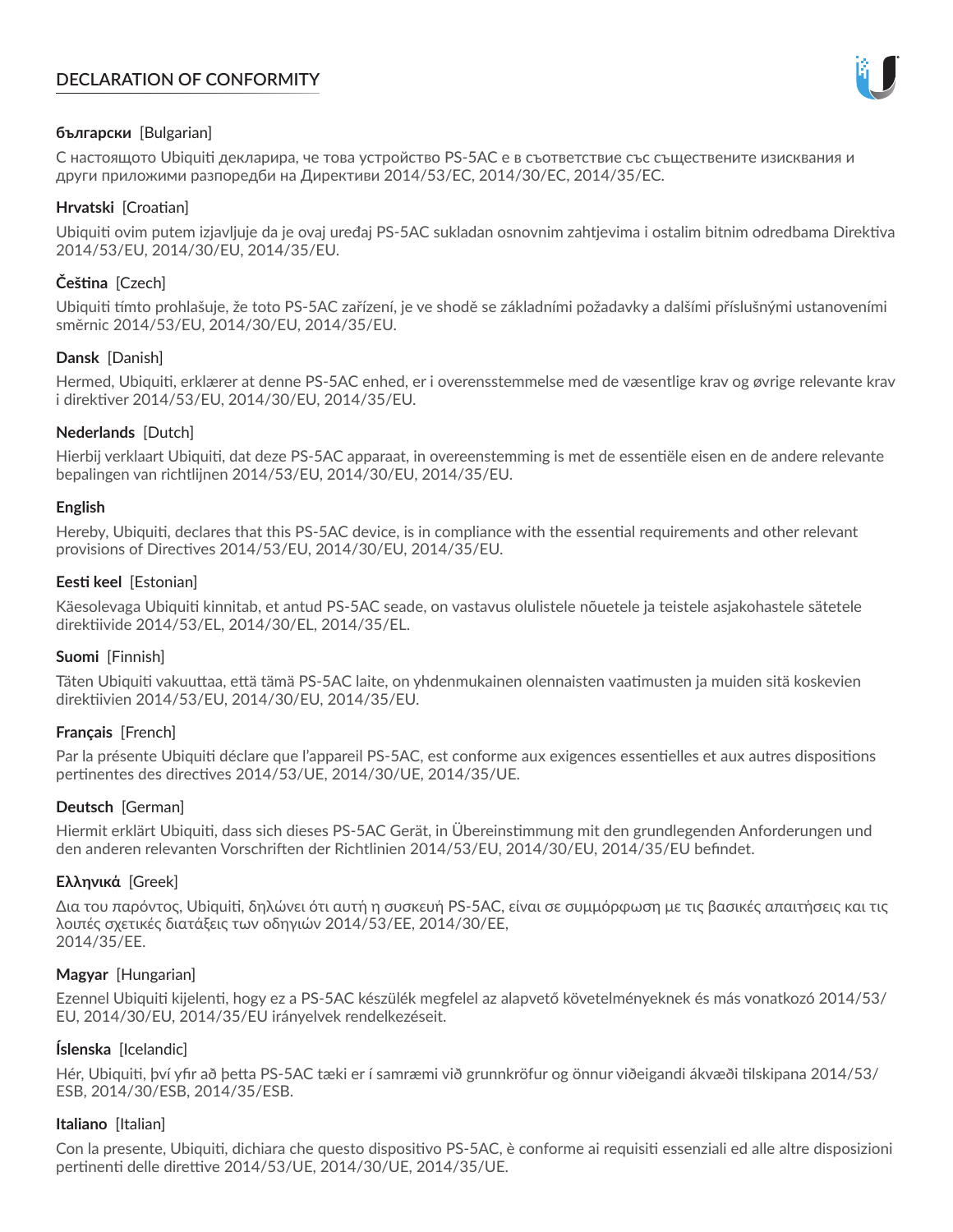# DECLARATION OF CONFORMITY

**български** [Bulgarian]

С настоящото Ubiquiti декларира, че това устройство PS-5AC е в съответствие със съществените изисквания и други приложими разпоредби на Директиви 2014/53/EC, 2014/30/ЕС, 2014/35/ЕС.

**Hrvatski** [Croatian]

Ubiquiti ovim putem izjavljuje da je ovaj uređaj PS-5AC sukladan osnovnim zahtjevima i ostalim bitnim odredbama Direktiva 2014/53/EU, 2014/30/EU, 2014/35/EU.

**Čeština** [Czech]

Ubiquiti tímto prohlašuje, že toto PS-5AC zařízení, je ve shodě se základními požadavky a dalšími příslušnými ustanoveními směrnic 2014/53/EU, 2014/30/EU, 2014/35/EU.

**Dansk** [Danish]

Hermed, Ubiquiti, erklærer at denne PS-5AC enhed, er i overensstemmelse med de væsentlige krav og øvrige relevante krav i direktiver 2014/53/EU, 2014/30/EU, 2014/35/EU.

**Nederlands** [Dutch]

Hierbij verklaart Ubiquiti, dat deze PS-5AC apparaat, in overeenstemming is met de essentiële eisen en de andere relevante bepalingen van richtlijnen 2014/53/EU, 2014/30/EU, 2014/35/EU.

**English**

Hereby, Ubiquiti, declares that this PS-5AC device, is in compliance with the essential requirements and other relevant provisions of Directives 2014/53/EU, 2014/30/EU, 2014/35/EU.

**Eesti keel** [Estonian]

Käesolevaga Ubiquiti kinnitab, et antud PS-5AC seade, on vastavus olulistele nõuetele ja teistele asjakohastele sätetele direktiivide 2014/53/EL, 2014/30/EL, 2014/35/EL.

**Suomi** [Finnish]

Täten Ubiquiti vakuuttaa, että tämä PS-5AC laite, on yhdenmukainen olennaisten vaatimusten ja muiden sitä koskevien direktiivien 2014/53/EU, 2014/30/EU, 2014/35/EU.

**Français** [French]

Par la présente Ubiquiti déclare que l'appareil PS-5AC, est conforme aux exigences essentielles et aux autres dispositions pertinentes des directives 2014/53/UE, 2014/30/UE, 2014/35/UE.

**Deutsch** [German]

Hiermit erklärt Ubiquiti, dass sich dieses PS-5AC Gerät, in Übereinstimmung mit den grundlegenden Anforderungen und den anderen relevanten Vorschriften der Richtlinien 2014/53/EU, 2014/30/EU, 2014/35/EU befindet.

**Ελληνικά** [Greek]

Δια του παρόντος, Ubiquiti, δηλώνει ότι αυτή η συσκευή PS-5AC, είναι σε συμμόρφωση με τις βασικές απαιτήσεις και τις λοιπές σχετικές διατάξεις των οδηγιών 2014/53/EE, 2014/30/EE, 2014/35/EE.

**Magyar** [Hungarian]

Ezennel Ubiquiti kijelenti, hogy ez a PS-5AC készülék megfelel az alapvető követelményeknek és más vonatkozó 2014/53/EU, 2014/30/EU, 2014/35/EU irányelvek rendelkezéseit.

**Íslenska** [Icelandic]

Hér, Ubiquiti, því yfir að þetta PS-5AC tæki er í samræmi við grunnkröfur og önnur viðeigandi ákvæði tilskipana 2014/53/ESB, 2014/30/ESB, 2014/35/ESB.

**Italiano** [Italian]

Con la presente, Ubiquiti, dichiara che questo dispositivo PS-5AC, è conforme ai requisiti essenziali ed alle altre disposizioni pertinenti delle direttive 2014/53/UE, 2014/30/UE, 2014/35/UE.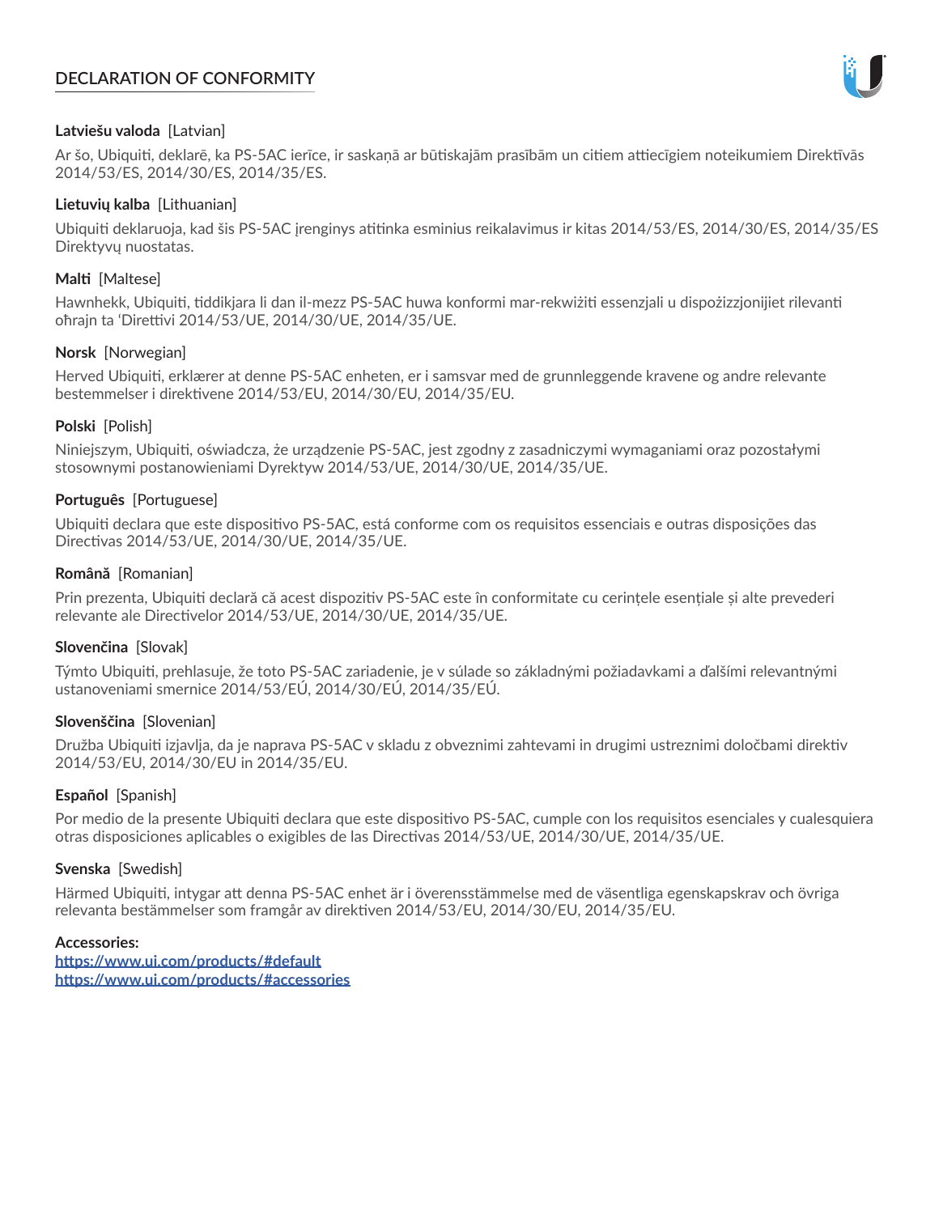## DECLARATION OF CONFORMITY

**Latviešu valoda** [Latvian]

Ar šo, Ubiquiti, deklarē, ka PS-5AC ierīce, ir saskaņā ar būtiskajām prasībām un citiem attiecīgiem noteikumiem Direktīvās 2014/53/ES, 2014/30/ES, 2014/35/ES.

**Lietuvių kalba** [Lithuanian]

Ubiquiti deklaruoja, kad šis PS-5AC įrenginys atitinka esminius reikalavimus ir kitas 2014/53/ES, 2014/30/ES, 2014/35/ES Direktyvų nuostatas.

**Malti** [Maltese]

Hawnhekk, Ubiquiti, tiddikjara li dan il-mezz PS-5AC huwa konformi mar-rekwiżiti essenzjali u dispożizzjonijiet rilevanti oħrajn ta 'Direttivi 2014/53/UE, 2014/30/UE, 2014/35/UE.

**Norsk** [Norwegian]

Herved Ubiquiti, erklærer at denne PS-5AC enheten, er i samsvar med de grunnleggende kravene og andre relevante bestemmelser i direktivene 2014/53/EU, 2014/30/EU, 2014/35/EU.

**Polski** [Polish]

Niniejszym, Ubiquiti, oświadcza, że urządzenie PS-5AC, jest zgodny z zasadniczymi wymaganiami oraz pozostałymi stosownymi postanowieniami Dyrektyw 2014/53/UE, 2014/30/UE, 2014/35/UE.

**Português** [Portuguese]

Ubiquiti declara que este dispositivo PS-5AC, está conforme com os requisitos essenciais e outras disposições das Directivas 2014/53/UE, 2014/30/UE, 2014/35/UE.

**Română** [Romanian]

Prin prezenta, Ubiquiti declară că acest dispozitiv PS-5AC este în conformitate cu cerințele esențiale și alte prevederi relevante ale Directivelor 2014/53/UE, 2014/30/UE, 2014/35/UE.

**Slovenčina** [Slovak]

Týmto Ubiquiti, prehlasuje, že toto PS-5AC zariadenie, je v súlade so základnými požiadavkami a ďalšími relevantnými ustanoveniami smernice 2014/53/EÚ, 2014/30/EÚ, 2014/35/EÚ.

**Slovenščina** [Slovenian]

Družba Ubiquiti izjavlja, da je naprava PS-5AC v skladu z obveznimi zahtevami in drugimi ustreznimi določbami direktiv 2014/53/EU, 2014/30/EU in 2014/35/EU.

**Español** [Spanish]

Por medio de la presente Ubiquiti declara que este dispositivo PS-5AC, cumple con los requisitos esenciales y cualesquiera otras disposiciones aplicables o exigibles de las Directivas 2014/53/UE, 2014/30/UE, 2014/35/UE.

**Svenska** [Swedish]

Härmed Ubiquiti, intygar att denna PS-5AC enhet är i överensstämmelse med de väsentliga egenskapskrav och övriga relevanta bestämmelser som framgår av direktiven 2014/53/EU, 2014/30/EU, 2014/35/EU.

**Accessories:**
**https://www.ui.com/products/#default**
**https://www.ui.com/products/#accessories**